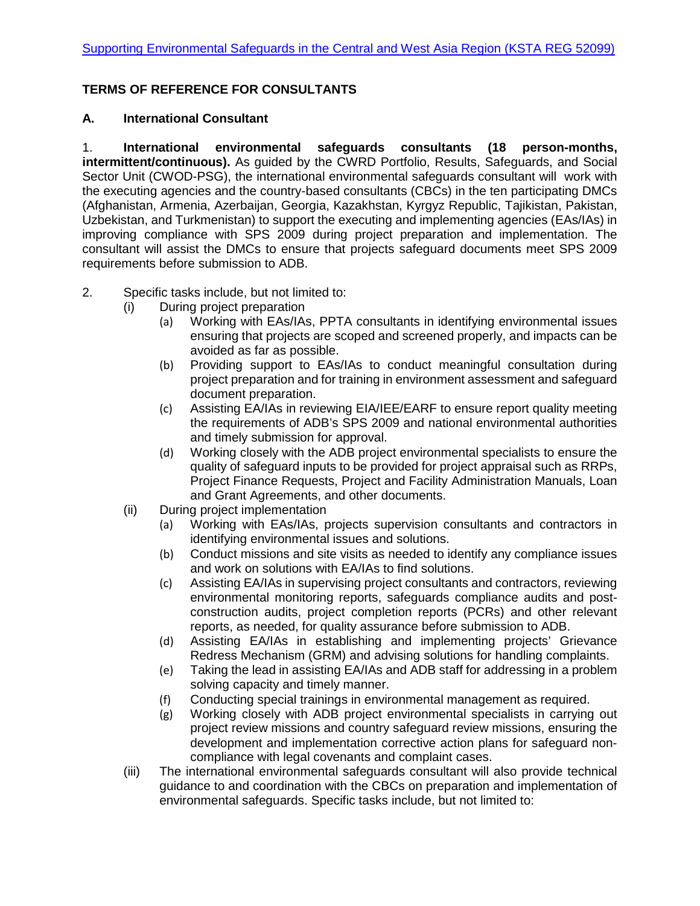[Supporting Environmental Safeguards in the Central and West Asia Region (KSTA REG 52099)]

# TERMS OF REFERENCE FOR CONSULTANTS

## A. International Consultant

1. **International environmental safeguards consultants (18 person-months, intermittent/continuous).** As guided by the CWRD Portfolio, Results, Safeguards, and Social Sector Unit (CWOD-PSG), the international environmental safeguards consultant will work with the executing agencies and the country-based consultants (CBCs) in the ten participating DMCs (Afghanistan, Armenia, Azerbaijan, Georgia, Kazakhstan, Kyrgyz Republic, Tajikistan, Pakistan, Uzbekistan, and Turkmenistan) to support the executing and implementing agencies (EAs/IAs) in improving compliance with SPS 2009 during project preparation and implementation. The consultant will assist the DMCs to ensure that projects safeguard documents meet SPS 2009 requirements before submission to ADB.

2. Specific tasks include, but not limited to:
   - (i) During project preparation
     - (a) Working with EAs/IAs, PPTA consultants in identifying environmental issues ensuring that projects are scoped and screened properly, and impacts can be avoided as far as possible.
     - (b) Providing support to EAs/IAs to conduct meaningful consultation during project preparation and for training in environment assessment and safeguard document preparation.
     - (c) Assisting EA/IAs in reviewing EIA/IEE/EARF to ensure report quality meeting the requirements of ADB's SPS 2009 and national environmental authorities and timely submission for approval.
     - (d) Working closely with the ADB project environmental specialists to ensure the quality of safeguard inputs to be provided for project appraisal such as RRPs, Project Finance Requests, Project and Facility Administration Manuals, Loan and Grant Agreements, and other documents.
   - (ii) During project implementation
     - (a) Working with EAs/IAs, projects supervision consultants and contractors in identifying environmental issues and solutions.
     - (b) Conduct missions and site visits as needed to identify any compliance issues and work on solutions with EA/IAs to find solutions.
     - (c) Assisting EA/IAs in supervising project consultants and contractors, reviewing environmental monitoring reports, safeguards compliance audits and post-construction audits, project completion reports (PCRs) and other relevant reports, as needed, for quality assurance before submission to ADB.
     - (d) Assisting EA/IAs in establishing and implementing projects' Grievance Redress Mechanism (GRM) and advising solutions for handling complaints.
     - (e) Taking the lead in assisting EA/IAs and ADB staff for addressing in a problem solving capacity and timely manner.
     - (f) Conducting special trainings in environmental management as required.
     - (g) Working closely with ADB project environmental specialists in carrying out project review missions and country safeguard review missions, ensuring the development and implementation corrective action plans for safeguard non-compliance with legal covenants and complaint cases.
   - (iii) The international environmental safeguards consultant will also provide technical guidance to and coordination with the CBCs on preparation and implementation of environmental safeguards. Specific tasks include, but not limited to: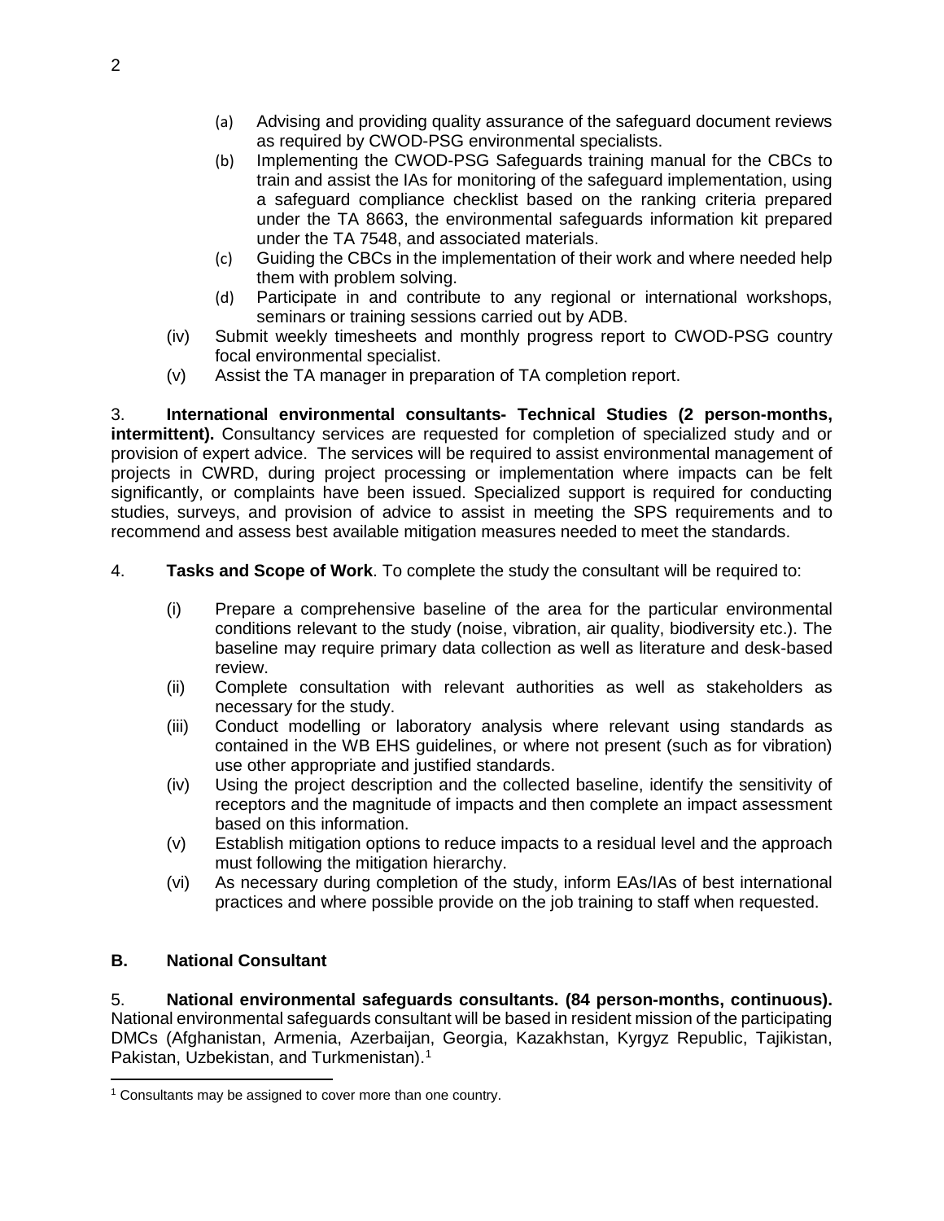(a) Advising and providing quality assurance of the safeguard document reviews as required by CWOD-PSG environmental specialists.
(b) Implementing the CWOD-PSG Safeguards training manual for the CBCs to train and assist the IAs for monitoring of the safeguard implementation, using a safeguard compliance checklist based on the ranking criteria prepared under the TA 8663, the environmental safeguards information kit prepared under the TA 7548, and associated materials.
(c) Guiding the CBCs in the implementation of their work and where needed help them with problem solving.
(d) Participate in and contribute to any regional or international workshops, seminars or training sessions carried out by ADB.

(iv) Submit weekly timesheets and monthly progress report to CWOD-PSG country focal environmental specialist.
(v) Assist the TA manager in preparation of TA completion report.

3. **International environmental consultants- Technical Studies (2 person-months, intermittent).** Consultancy services are requested for completion of specialized study and or provision of expert advice. The services will be required to assist environmental management of projects in CWRD, during project processing or implementation where impacts can be felt significantly, or complaints have been issued. Specialized support is required for conducting studies, surveys, and provision of advice to assist in meeting the SPS requirements and to recommend and assess best available mitigation measures needed to meet the standards.

4. **Tasks and Scope of Work**. To complete the study the consultant will be required to:

(i) Prepare a comprehensive baseline of the area for the particular environmental conditions relevant to the study (noise, vibration, air quality, biodiversity etc.). The baseline may require primary data collection as well as literature and desk-based review.
(ii) Complete consultation with relevant authorities as well as stakeholders as necessary for the study.
(iii) Conduct modelling or laboratory analysis where relevant using standards as contained in the WB EHS guidelines, or where not present (such as for vibration) use other appropriate and justified standards.
(iv) Using the project description and the collected baseline, identify the sensitivity of receptors and the magnitude of impacts and then complete an impact assessment based on this information.
(v) Establish mitigation options to reduce impacts to a residual level and the approach must following the mitigation hierarchy.
(vi) As necessary during completion of the study, inform EAs/IAs of best international practices and where possible provide on the job training to staff when requested.

### B. National Consultant

5. **National environmental safeguards consultants. (84 person-months, continuous).** National environmental safeguards consultant will be based in resident mission of the participating DMCs (Afghanistan, Armenia, Azerbaijan, Georgia, Kazakhstan, Kyrgyz Republic, Tajikistan, Pakistan, Uzbekistan, and Turkmenistan).[1]

[1] Consultants may be assigned to cover more than one country.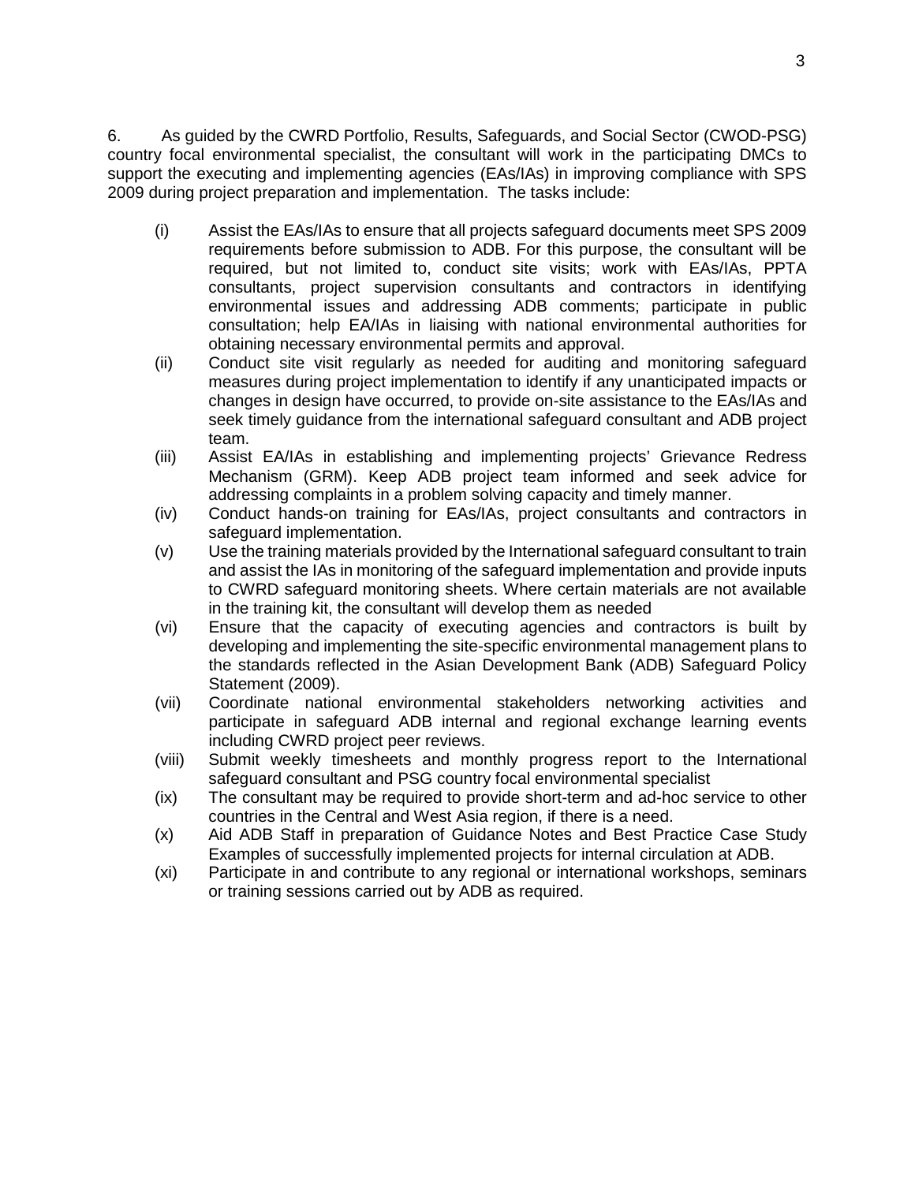6. As guided by the CWRD Portfolio, Results, Safeguards, and Social Sector (CWOD-PSG) country focal environmental specialist, the consultant will work in the participating DMCs to support the executing and implementing agencies (EAs/IAs) in improving compliance with SPS 2009 during project preparation and implementation. The tasks include:

(i) Assist the EAs/IAs to ensure that all projects safeguard documents meet SPS 2009 requirements before submission to ADB. For this purpose, the consultant will be required, but not limited to, conduct site visits; work with EAs/IAs, PPTA consultants, project supervision consultants and contractors in identifying environmental issues and addressing ADB comments; participate in public consultation; help EA/IAs in liaising with national environmental authorities for obtaining necessary environmental permits and approval.

(ii) Conduct site visit regularly as needed for auditing and monitoring safeguard measures during project implementation to identify if any unanticipated impacts or changes in design have occurred, to provide on-site assistance to the EAs/IAs and seek timely guidance from the international safeguard consultant and ADB project team.

(iii) Assist EA/IAs in establishing and implementing projects' Grievance Redress Mechanism (GRM). Keep ADB project team informed and seek advice for addressing complaints in a problem solving capacity and timely manner.

(iv) Conduct hands-on training for EAs/IAs, project consultants and contractors in safeguard implementation.

(v) Use the training materials provided by the International safeguard consultant to train and assist the IAs in monitoring of the safeguard implementation and provide inputs to CWRD safeguard monitoring sheets. Where certain materials are not available in the training kit, the consultant will develop them as needed

(vi) Ensure that the capacity of executing agencies and contractors is built by developing and implementing the site-specific environmental management plans to the standards reflected in the Asian Development Bank (ADB) Safeguard Policy Statement (2009).

(vii) Coordinate national environmental stakeholders networking activities and participate in safeguard ADB internal and regional exchange learning events including CWRD project peer reviews.

(viii) Submit weekly timesheets and monthly progress report to the International safeguard consultant and PSG country focal environmental specialist

(ix) The consultant may be required to provide short-term and ad-hoc service to other countries in the Central and West Asia region, if there is a need.

(x) Aid ADB Staff in preparation of Guidance Notes and Best Practice Case Study Examples of successfully implemented projects for internal circulation at ADB.

(xi) Participate in and contribute to any regional or international workshops, seminars or training sessions carried out by ADB as required.